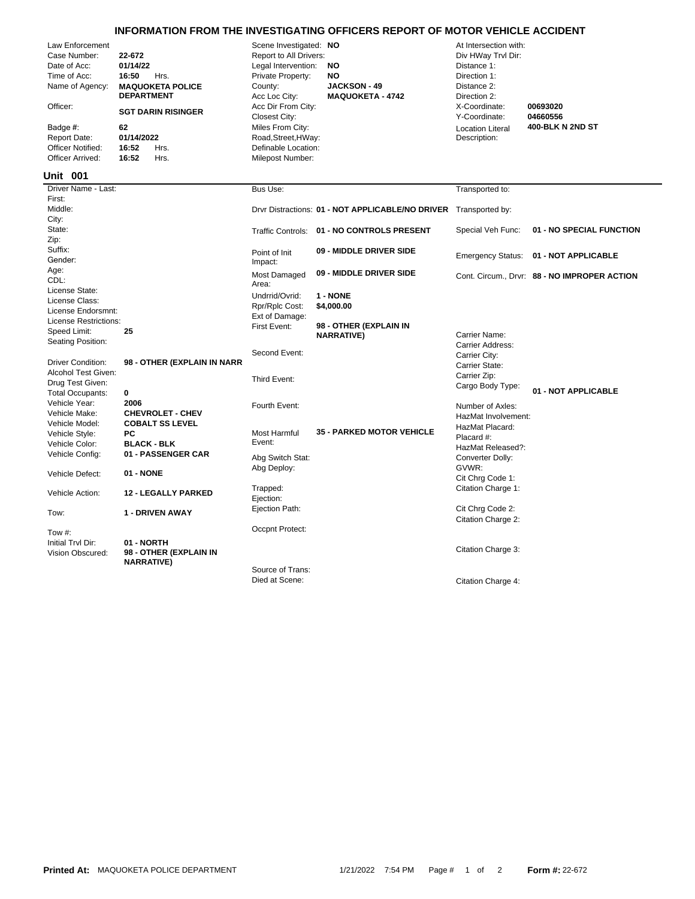# INFORMATION FROM THE INVESTIGATING OFFICERS REPORT OF MOTOR VEHICLE ACCIDENT

| Field | Value | Field | Value | Field | Value |
|---|---|---|---|---|---|
| Law Enforcement | | Scene Investigated: | NO | At Intersection with: | |
| Case Number: | 22-672 | Report to All Drivers: | | Div HWay Trvl Dir: | |
| Date of Acc: | 01/14/22 | Legal Intervention: | NO | Distance 1: | |
| Time of Acc: | 16:50 Hrs. | Private Property: | NO | Direction 1: | |
| Name of Agency: | MAQUOKETA POLICE DEPARTMENT | County: | JACKSON - 49 | Distance 2: | |
| | | Acc Loc City: | MAQUOKETA - 4742 | Direction 2: | |
| Officer: | SGT DARIN RISINGER | Acc Dir From City: | | X-Coordinate: | 00693020 |
| | | Closest City: | | Y-Coordinate: | 04660556 |
| Badge #: | 62 | Miles From City: | | Location Literal Description: | 400-BLK N 2ND ST |
| Report Date: | 01/14/2022 | Road,Street,HWay: | | | |
| Officer Notified: | 16:52 Hrs. | Definable Location: | | | |
| Officer Arrived: | 16:52 Hrs. | Milepost Number: | | | |

## Unit 001

| Field | Value | Field | Value | Field | Value |
|---|---|---|---|---|---|
| Driver Name - Last: | | Bus Use: | | Transported to: | |
| First: | | | | | |
| Middle: | | Drvr Distractions: | 01 - NOT APPLICABLE/NO DRIVER | Transported by: | |
| City: | | | | | |
| State: | | Traffic Controls: | 01 - NO CONTROLS PRESENT | Special Veh Func: | 01 - NO SPECIAL FUNCTION |
| Zip: | | | | | |
| Suffix: | | Point of Init Impact: | 09 - MIDDLE DRIVER SIDE | Emergency Status: | 01 - NOT APPLICABLE |
| Gender: | | | | | |
| Age: | | Most Damaged Area: | 09 - MIDDLE DRIVER SIDE | Cont. Circum., Drvr: | 88 - NO IMPROPER ACTION |
| CDL: | | | | | |
| License State: | | Undrrid/Ovrid: | 1 - NONE | | |
| License Class: | | Rpr/Rplc Cost: | $4,000.00 | | |
| License Endorsmnt: | | Ext of Damage: | | | |
| License Restrictions: | | First Event: | 98 - OTHER (EXPLAIN IN NARRATIVE) | | |
| Speed Limit: | 25 | | | Carrier Name: | |
| Seating Position: | | | | Carrier Address: | |
| | | Second Event: | | Carrier City: | |
| Driver Condition: | 98 - OTHER (EXPLAIN IN NARR | | | Carrier State: | |
| Alcohol Test Given: | | Third Event: | | Carrier Zip: | |
| Drug Test Given: | | | | Cargo Body Type: | 01 - NOT APPLICABLE |
| Total Occupants: | 0 | | | | |
| Vehicle Year: | 2006 | Fourth Event: | | Number of Axles: | |
| Vehicle Make: | CHEVROLET - CHEV | | | HazMat Involvement: | |
| Vehicle Model: | COBALT SS LEVEL | | | HazMat Placard: | |
| Vehicle Style: | PC | Most Harmful Event: | 35 - PARKED MOTOR VEHICLE | Placard #: | |
| Vehicle Color: | BLACK - BLK | | | HazMat Released?: | |
| Vehicle Config: | 01 - PASSENGER CAR | Abg Switch Stat: | | Converter Dolly: | |
| Vehicle Defect: | 01 - NONE | Abg Deploy: | | GVWR: | |
| | | | | Cit Chrg Code 1: | |
| Vehicle Action: | 12 - LEGALLY PARKED | Trapped: | | Citation Charge 1: | |
| | | Ejection: | | | |
| Tow: | 1 - DRIVEN AWAY | Ejection Path: | | Cit Chrg Code 2: | |
| | | | | Citation Charge 2: | |
| Tow #: | | Occpnt Protect: | | | |
| Initial Trvl Dir: | 01 - NORTH | | | | |
| Vision Obscured: | 98 - OTHER (EXPLAIN IN NARRATIVE) | | | Citation Charge 3: | |
| | | Source of Trans: | | | |
| | | Died at Scene: | | Citation Charge 4: | |

Printed At: MAQUOKETA POLICE DEPARTMENT 1/21/2022 7:54 PM Form #: 22-672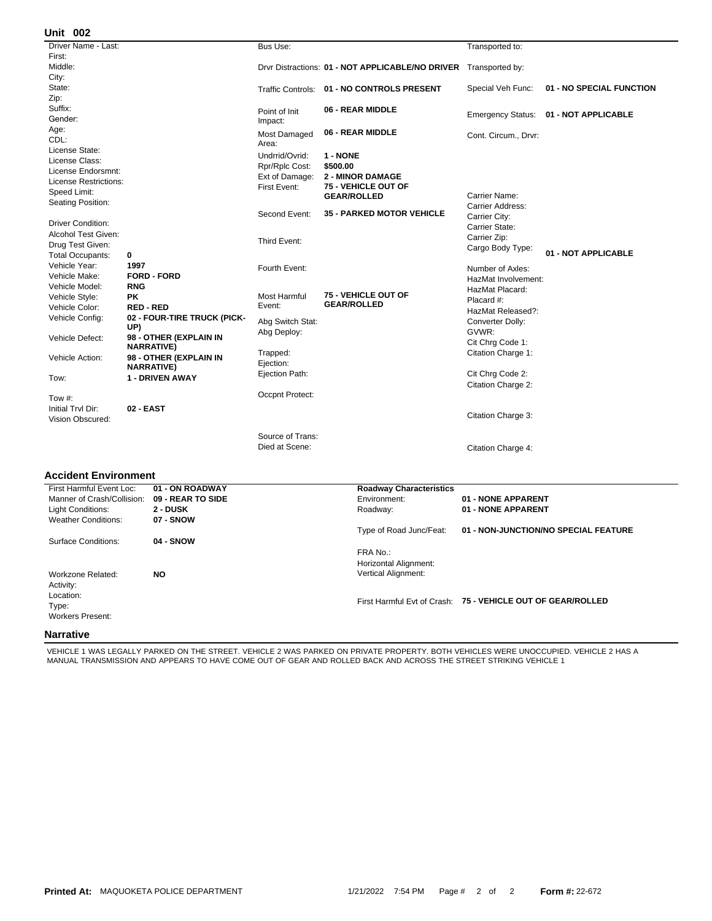## Unit 002

| | | | | | |
|---|---|---|---|---|---|
| Driver Name - Last: | | Bus Use: | | Transported to: | |
| First: | | | | | |
| Middle: | | Drvr Distractions: | 01 - NOT APPLICABLE/NO DRIVER | Transported by: | |
| City: | | | | | |
| State: | | Traffic Controls: | 01 - NO CONTROLS PRESENT | Special Veh Func: | 01 - NO SPECIAL FUNCTION |
| Zip: | | | | | |
| Suffix: | | Point of Init Impact: | 06 - REAR MIDDLE | Emergency Status: | 01 - NOT APPLICABLE |
| Gender: | | | | | |
| Age: | | Most Damaged Area: | 06 - REAR MIDDLE | Cont. Circum., Drvr: | |
| CDL: | | | | | |
| License State: | | Undrrid/Ovrid: | 1 - NONE | | |
| License Class: | | Rpr/Rplc Cost: | $500.00 | | |
| License Endorsmnt: | | Ext of Damage: | 2 - MINOR DAMAGE | | |
| License Restrictions: | | First Event: | 75 - VEHICLE OUT OF GEAR/ROLLED | | |
| Speed Limit: | | | | Carrier Name: | |
| Seating Position: | | | | Carrier Address: | |
| Driver Condition: | | Second Event: | 35 - PARKED MOTOR VEHICLE | Carrier City: | |
| Alcohol Test Given: | | | | Carrier State: | |
| Drug Test Given: | | Third Event: | | Carrier Zip: | |
| Total Occupants: | 0 | | | Cargo Body Type: | 01 - NOT APPLICABLE |
| Vehicle Year: | 1997 | Fourth Event: | | Number of Axles: | |
| Vehicle Make: | FORD - FORD | | | HazMat Involvement: | |
| Vehicle Model: | RNG | | | HazMat Placard: | |
| Vehicle Style: | PK | Most Harmful Event: | 75 - VEHICLE OUT OF GEAR/ROLLED | Placard #: | |
| Vehicle Color: | RED - RED | | | HazMat Released?: | |
| Vehicle Config: | 02 - FOUR-TIRE TRUCK (PICK-UP) | Abg Switch Stat: | | Converter Dolly: | |
| | | Abg Deploy: | | GVWR: | |
| Vehicle Defect: | 98 - OTHER (EXPLAIN IN NARRATIVE) | | | Cit Chrg Code 1: | |
| Vehicle Action: | 98 - OTHER (EXPLAIN IN NARRATIVE) | Trapped: | | Citation Charge 1: | |
| | | Ejection: | | | |
| Tow: | 1 - DRIVEN AWAY | Ejection Path: | | Cit Chrg Code 2: | |
| | | | | Citation Charge 2: | |
| Tow #: | | Occpnt Protect: | | | |
| Initial Trvl Dir: | 02 - EAST | | | | |
| Vision Obscured: | | | | Citation Charge 3: | |
| | | Source of Trans: | | | |
| | | Died at Scene: | | Citation Charge 4: | |

## Accident Environment

| | | | |
|---|---|---|---|
| First Harmful Event Loc: | 01 - ON ROADWAY | **Roadway Characteristics** | |
| Manner of Crash/Collision: | 09 - REAR TO SIDE | Environment: | 01 - NONE APPARENT |
| Light Conditions: | 2 - DUSK | Roadway: | 01 - NONE APPARENT |
| Weather Conditions: | 07 - SNOW | | |
| | | Type of Road Junc/Feat: | 01 - NON-JUNCTION/NO SPECIAL FEATURE |
| Surface Conditions: | 04 - SNOW | | |
| | | FRA No.: | |
| | | Horizontal Alignment: | |
| Workzone Related: | NO | Vertical Alignment: | |
| Activity: | | | |
| Location: | | | |
| Type: | | First Harmful Evt of Crash: | 75 - VEHICLE OUT OF GEAR/ROLLED |
| Workers Present: | | | |

## Narrative

VEHICLE 1 WAS LEGALLY PARKED ON THE STREET. VEHICLE 2 WAS PARKED ON PRIVATE PROPERTY. BOTH VEHICLES WERE UNOCCUPIED. VEHICLE 2 HAS A MANUAL TRANSMISSION AND APPEARS TO HAVE COME OUT OF GEAR AND ROLLED BACK AND ACROSS THE STREET STRIKING VEHICLE 1

**Printed At:** MAQUOKETA POLICE DEPARTMENT 1/21/2022 7:54 PM **Form #:** 22-672